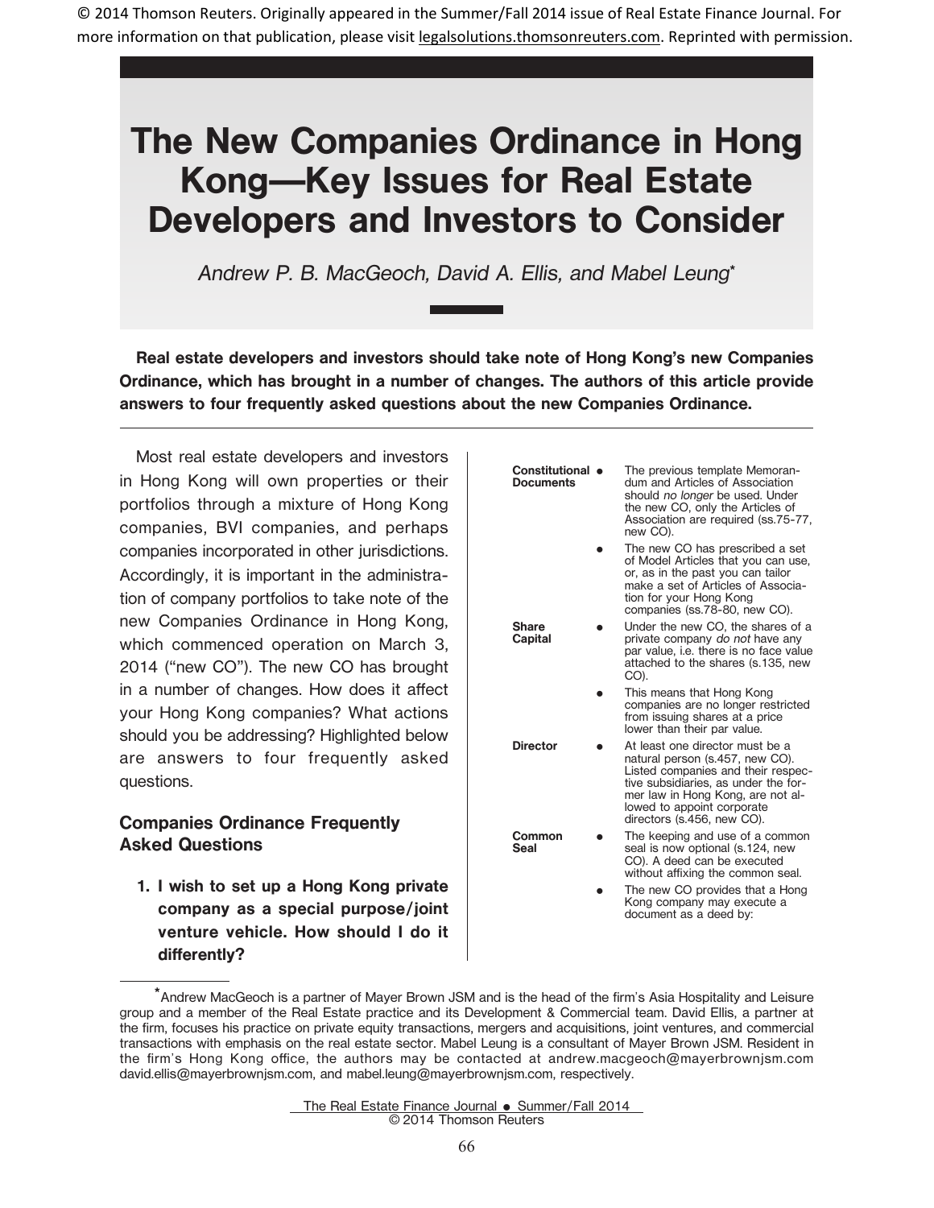© 2014 Thomson Reuters. Originally appeared in the Summer/Fall 2014 issue of Real Estate Finance Journal. For more information on that publication, please visit legalsolutions.thomsonreuters.com. Reprinted with permission.

# The New Companies Ordinance in Hong Kong—Key Issues for Real Estate Developers and Investors to Consider

*Andrew P. B. MacGeoch, David A. Ellis, and Mabel Leung**

**Real estate developers and investors should take note of Hong Kong's new Companies Ordinance, which has brought in a number of changes. The authors of this article provide answers to four frequently asked questions about the new Companies Ordinance.**

Most real estate developers and investors in Hong Kong will own properties or their portfolios through a mixture of Hong Kong companies, BVI companies, and perhaps companies incorporated in other jurisdictions. Accordingly, it is important in the administration of company portfolios to take note of the new Companies Ordinance in Hong Kong, which commenced operation on March 3, 2014 ("new CO"). The new CO has brought in a number of changes. How does it affect your Hong Kong companies? What actions should you be addressing? Highlighted below are answers to four frequently asked questions.

## Companies Ordinance Frequently Asked Questions

1. **I wish to set up a Hong Kong private company as a special purpose/joint venture vehicle. How should I do it differently?**

| | |
|---|---|
| **Constitutional Documents** | • The previous template Memorandum and Articles of Association should *no longer* be used. Under the new CO, only the Articles of Association are required (ss.75-77, new CO). |
| | • The new CO has prescribed a set of Model Articles that you can use, or, as in the past you can tailor make a set of Articles of Association for your Hong Kong companies (ss.78-80, new CO). |
| **Share Capital** | • Under the new CO, the shares of a private company *do not* have any par value, i.e. there is no face value attached to the shares (s.135, new CO). |
| | • This means that Hong Kong companies are no longer restricted from issuing shares at a price lower than their par value. |
| **Director** | • At least one director must be a natural person (s.457, new CO). Listed companies and their respective subsidiaries, as under the former law in Hong Kong, are not allowed to appoint corporate directors (s.456, new CO). |
| **Common Seal** | • The keeping and use of a common seal is now optional (s.124, new CO). A deed can be executed without affixing the common seal. |
| | • The new CO provides that a Hong Kong company may execute a document as a deed by: |

*Andrew MacGeoch is a partner of Mayer Brown JSM and is the head of the firm's Asia Hospitality and Leisure group and a member of the Real Estate practice and its Development & Commercial team. David Ellis, a partner at the firm, focuses his practice on private equity transactions, mergers and acquisitions, joint ventures, and commercial transactions with emphasis on the real estate sector. Mabel Leung is a consultant of Mayer Brown JSM. Resident in the firm's Hong Kong office, the authors may be contacted at andrew.macgeoch@mayerbrownjsm.com david.ellis@mayerbrownjsm.com, and mabel.leung@mayerbrownjsm.com, respectively.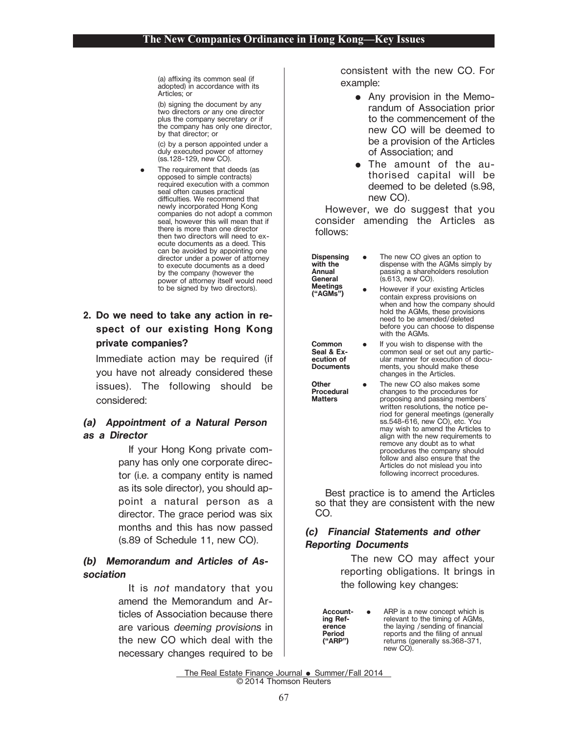(a) affixing its common seal (if adopted) in accordance with its Articles; or

(b) signing the document by any two directors *or* any one director plus the company secretary *or* if the company has only one director, by that director; or

(c) by a person appointed under a duly executed power of attorney (ss.128-129, new CO).

- The requirement that deeds (as opposed to simple contracts) required execution with a common seal often causes practical difficulties. We recommend that newly incorporated Hong Kong companies do not adopt a common seal, however this will mean that if there is more than one director then two directors will need to execute documents as a deed. This can be avoided by appointing one director under a power of attorney to execute documents as a deed by the company (however the power of attorney itself would need to be signed by two directors).

## 2. Do we need to take any action in respect of our existing Hong Kong private companies?

Immediate action may be required (if you have not already considered these issues). The following should be considered:

### *(a) Appointment of a Natural Person as a Director*

If your Hong Kong private company has only one corporate director (i.e. a company entity is named as its sole director), you should appoint a natural person as a director. The grace period was six months and this has now passed (s.89 of Schedule 11, new CO).

### *(b) Memorandum and Articles of Association*

It is *not* mandatory that you amend the Memorandum and Articles of Association because there are various *deeming provisions* in the new CO which deal with the necessary changes required to be consistent with the new CO. For example:

- Any provision in the Memorandum of Association prior to the commencement of the new CO will be deemed to be a provision of the Articles of Association; and
- The amount of the authorised capital will be deemed to be deleted (s.98, new CO).

However, we do suggest that you consider amending the Articles as follows:

| | |
|---|---|
| **Dispensing with the Annual General Meetings ("AGMs")** | • The new CO gives an option to dispense with the AGMs simply by passing a shareholders resolution (s.613, new CO).<br>• However if your existing Articles contain express provisions on when and how the company should hold the AGMs, these provisions need to be amended/deleted before you can choose to dispense with the AGMs. |
| **Common Seal & Execution of Documents** | • If you wish to dispense with the common seal or set out any particular manner for execution of documents, you should make these changes in the Articles. |
| **Other Procedural Matters** | • The new CO also makes some changes to the procedures for proposing and passing members' written resolutions, the notice period for general meetings (generally ss.548-616, new CO), etc. You may wish to amend the Articles to align with the new requirements to remove any doubt as to what procedures the company should follow and also ensure that the Articles do not mislead you into following incorrect procedures. |

Best practice is to amend the Articles so that they are consistent with the new CO.

### *(c) Financial Statements and other Reporting Documents*

The new CO may affect your reporting obligations. It brings in the following key changes:

| | |
|---|---|
| **Accounting Reference Period ("ARP")** | • ARP is a new concept which is relevant to the timing of AGMs, the laying /sending of financial reports and the filing of annual returns (generally ss.368-371, new CO). |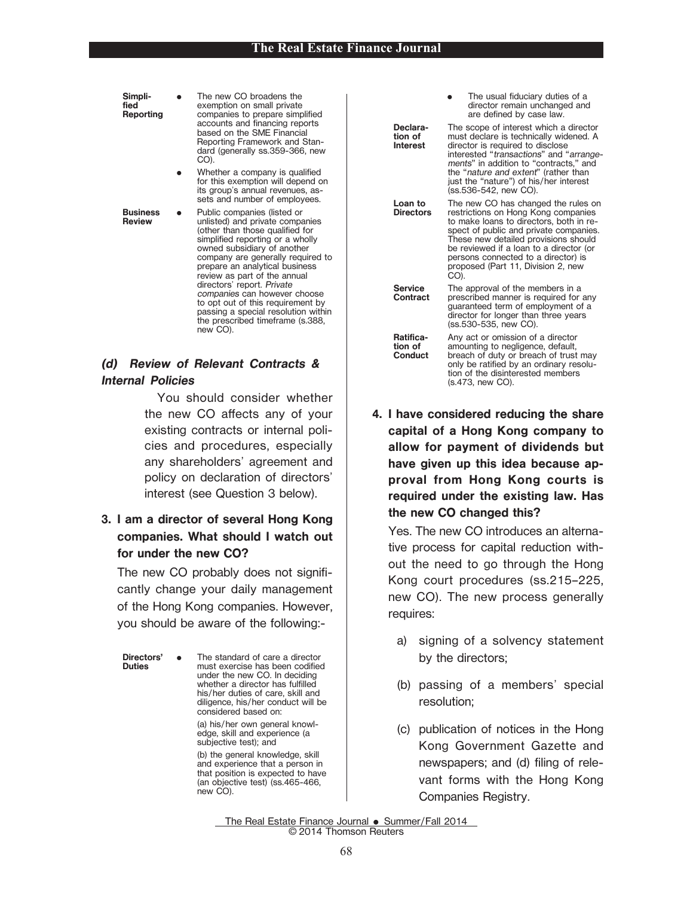| | |
|---|---|
| **Simplified Reporting** | • The new CO broadens the exemption on small private companies to prepare simplified accounts and financing reports based on the SME Financial Reporting Framework and Standard (generally ss.359-366, new CO). <br> • Whether a company is qualified for this exemption will depend on its group's annual revenues, assets and number of employees. |
| **Business Review** | • Public companies (listed or unlisted) and private companies (other than those qualified for simplified reporting or a wholly owned subsidiary of another company are generally required to prepare an analytical business review as part of the annual directors' report. *Private companies* can however choose to opt out of this requirement by passing a special resolution within the prescribed timeframe (s.388, new CO). |

### *(d) Review of Relevant Contracts & Internal Policies*

You should consider whether the new CO affects any of your existing contracts or internal policies and procedures, especially any shareholders' agreement and policy on declaration of directors' interest (see Question 3 below).

### 3. I am a director of several Hong Kong companies. What should I watch out for under the new CO?

The new CO probably does not significantly change your daily management of the Hong Kong companies. However, you should be aware of the following:-

| | |
|---|---|
| **Directors' Duties** | • The standard of care a director must exercise has been codified under the new CO. In deciding whether a director has fulfilled his/her duties of care, skill and diligence, his/her conduct will be considered based on: <br> (a) his/her own general knowledge, skill and experience (a subjective test); and <br> (b) the general knowledge, skill and experience that a person in that position is expected to have (an objective test) (ss.465-466, new CO). <br> • The usual fiduciary duties of a director remain unchanged and are defined by case law. |
| **Declaration of Interest** | The scope of interest which a director must declare is technically widened. A director is required to disclose interested "*transactions*" and "*arrangements*" in addition to "contracts," and the "*nature and extent*" (rather than just the "nature") of his/her interest (ss.536-542, new CO). |
| **Loan to Directors** | The new CO has changed the rules on restrictions on Hong Kong companies to make loans to directors, both in respect of public and private companies. These new detailed provisions should be reviewed if a loan to a director (or persons connected to a director) is proposed (Part 11, Division 2, new CO). |
| **Service Contract** | The approval of the members in a prescribed manner is required for any guaranteed term of employment of a director for longer than three years (ss.530-535, new CO). |
| **Ratification of Conduct** | Any act or omission of a director amounting to negligence, default, breach of duty or breach of trust may only be ratified by an ordinary resolution of the disinterested members (s.473, new CO). |

### 4. I have considered reducing the share capital of a Hong Kong company to allow for payment of dividends but have given up this idea because approval from Hong Kong courts is required under the existing law. Has the new CO changed this?

Yes. The new CO introduces an alternative process for capital reduction without the need to go through the Hong Kong court procedures (ss.215–225, new CO). The new process generally requires:

a) signing of a solvency statement by the directors;

(b) passing of a members' special resolution;

(c) publication of notices in the Hong Kong Government Gazette and newspapers; and (d) filing of relevant forms with the Hong Kong Companies Registry.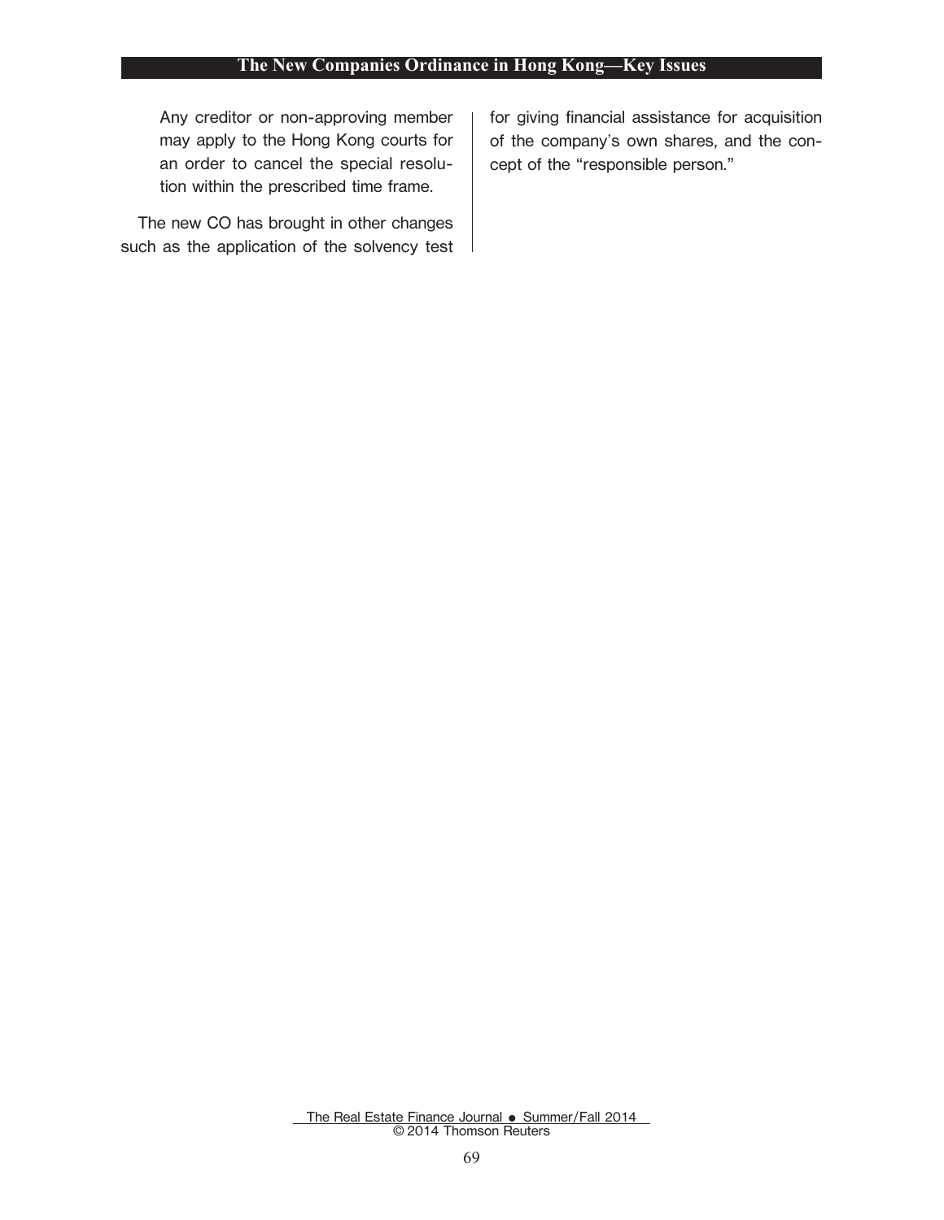Any creditor or non-approving member may apply to the Hong Kong courts for an order to cancel the special resolution within the prescribed time frame.

The new CO has brought in other changes such as the application of the solvency test for giving financial assistance for acquisition of the company's own shares, and the concept of the "responsible person."